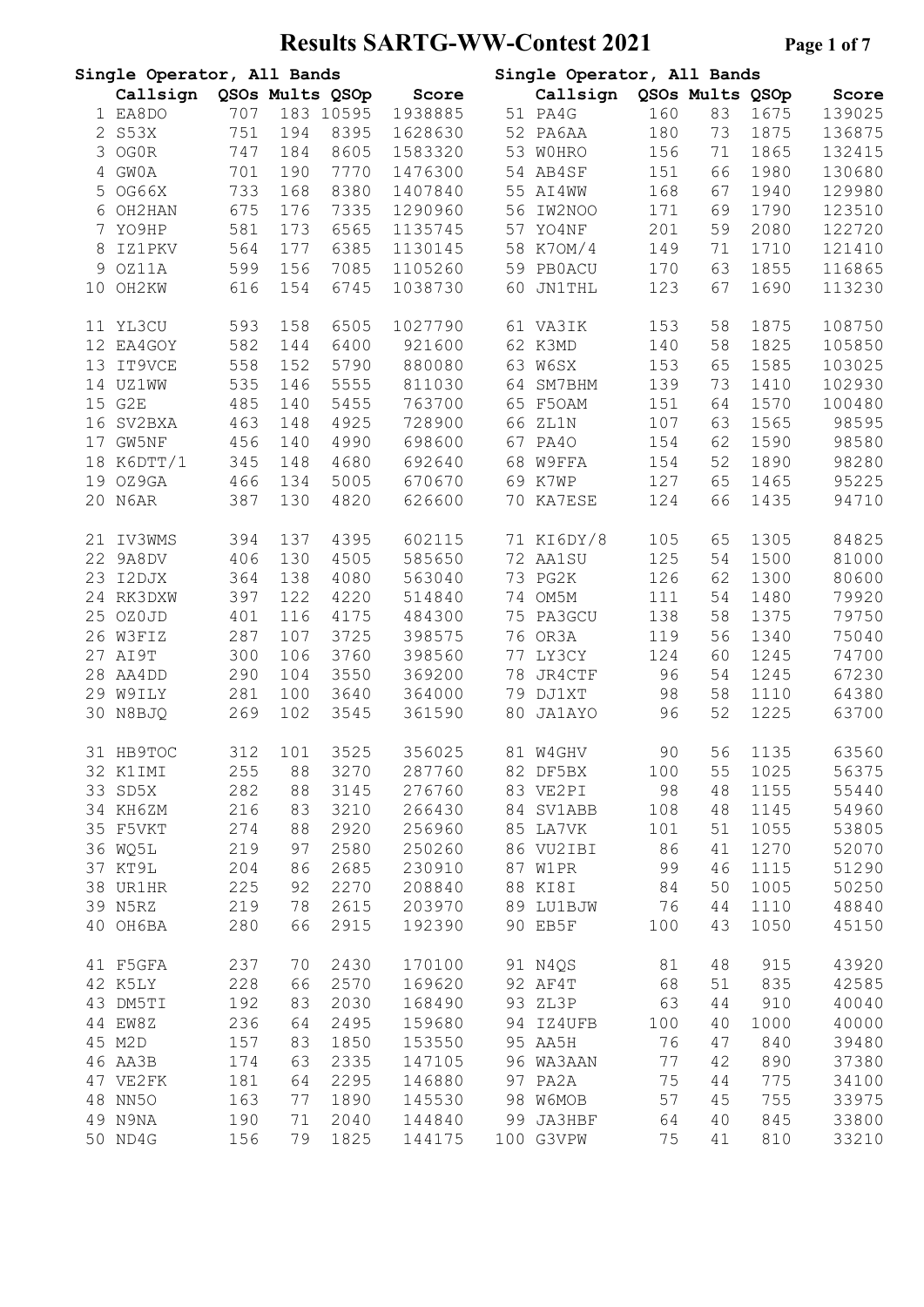# Results SARTG-WW-Contest 2021

## Single Operator, All Bands

| # | Callsign | QSOs | Mults | QSOp | Score |
|---|---|---|---|---|---|
| 1 | EA8DO | 707 | 183 | 10595 | 1938885 |
| 2 | S53X | 751 | 194 | 8395 | 1628630 |
| 3 | OG0R | 747 | 184 | 8605 | 1583320 |
| 4 | GW0A | 701 | 190 | 7770 | 1476300 |
| 5 | OG66X | 733 | 168 | 8380 | 1407840 |
| 6 | OH2HAN | 675 | 176 | 7335 | 1290960 |
| 7 | YO9HP | 581 | 173 | 6565 | 1135745 |
| 8 | IZ1PKV | 564 | 177 | 6385 | 1130145 |
| 9 | OZ11A | 599 | 156 | 7085 | 1105260 |
| 10 | OH2KW | 616 | 154 | 6745 | 1038730 |
| 11 | YL3CU | 593 | 158 | 6505 | 1027790 |
| 12 | EA4GOY | 582 | 144 | 6400 | 921600 |
| 13 | IT9VCE | 558 | 152 | 5790 | 880080 |
| 14 | UZ1WW | 535 | 146 | 5555 | 811030 |
| 15 | G2E | 485 | 140 | 5455 | 763700 |
| 16 | SV2BXA | 463 | 148 | 4925 | 728900 |
| 17 | GW5NF | 456 | 140 | 4990 | 698600 |
| 18 | K6DTT/1 | 345 | 148 | 4680 | 692640 |
| 19 | OZ9GA | 466 | 134 | 5005 | 670670 |
| 20 | N6AR | 387 | 130 | 4820 | 626600 |
| 21 | IV3WMS | 394 | 137 | 4395 | 602115 |
| 22 | 9A8DV | 406 | 130 | 4505 | 585650 |
| 23 | I2DJX | 364 | 138 | 4080 | 563040 |
| 24 | RK3DXW | 397 | 122 | 4220 | 514840 |
| 25 | OZ0JD | 401 | 116 | 4175 | 484300 |
| 26 | W3FIZ | 287 | 107 | 3725 | 398575 |
| 27 | AI9T | 300 | 106 | 3760 | 398560 |
| 28 | AA4DD | 290 | 104 | 3550 | 369200 |
| 29 | W9ILY | 281 | 100 | 3640 | 364000 |
| 30 | N8BJQ | 269 | 102 | 3545 | 361590 |
| 31 | HB9TOC | 312 | 101 | 3525 | 356025 |
| 32 | K1IMI | 255 | 88 | 3270 | 287760 |
| 33 | SD5X | 282 | 88 | 3145 | 276760 |
| 34 | KH6ZM | 216 | 83 | 3210 | 266430 |
| 35 | F5VKT | 274 | 88 | 2920 | 256960 |
| 36 | WQ5L | 219 | 97 | 2580 | 250260 |
| 37 | KT9L | 204 | 86 | 2685 | 230910 |
| 38 | UR1HR | 225 | 92 | 2270 | 208840 |
| 39 | N5RZ | 219 | 78 | 2615 | 203970 |
| 40 | OH6BA | 280 | 66 | 2915 | 192390 |
| 41 | F5GFA | 237 | 70 | 2430 | 170100 |
| 42 | K5LY | 228 | 66 | 2570 | 169620 |
| 43 | DM5TI | 192 | 83 | 2030 | 168490 |
| 44 | EW8Z | 236 | 64 | 2495 | 159680 |
| 45 | M2D | 157 | 83 | 1850 | 153550 |
| 46 | AA3B | 174 | 63 | 2335 | 147105 |
| 47 | VE2FK | 181 | 64 | 2295 | 146880 |
| 48 | NN5O | 163 | 77 | 1890 | 145530 |
| 49 | N9NA | 190 | 71 | 2040 | 144840 |
| 50 | ND4G | 156 | 79 | 1825 | 144175 |
| 51 | PA4G | 160 | 83 | 1675 | 139025 |
| 52 | PA6AA | 180 | 73 | 1875 | 136875 |
| 53 | W0HRO | 156 | 71 | 1865 | 132415 |
| 54 | AB4SF | 151 | 66 | 1980 | 130680 |
| 55 | AI4WW | 168 | 67 | 1940 | 129980 |
| 56 | IW2NOO | 171 | 69 | 1790 | 123510 |
| 57 | YO4NF | 201 | 59 | 2080 | 122720 |
| 58 | K7OM/4 | 149 | 71 | 1710 | 121410 |
| 59 | PB0ACU | 170 | 63 | 1855 | 116865 |
| 60 | JN1THL | 123 | 67 | 1690 | 113230 |
| 61 | VA3IK | 153 | 58 | 1875 | 108750 |
| 62 | K3MD | 140 | 58 | 1825 | 105850 |
| 63 | W6SX | 153 | 65 | 1585 | 103025 |
| 64 | SM7BHM | 139 | 73 | 1410 | 102930 |
| 65 | F5OAM | 151 | 64 | 1570 | 100480 |
| 66 | ZL1N | 107 | 63 | 1565 | 98595 |
| 67 | PA4O | 154 | 62 | 1590 | 98580 |
| 68 | W9FFA | 154 | 52 | 1890 | 98280 |
| 69 | K7WP | 127 | 65 | 1465 | 95225 |
| 70 | KA7ESE | 124 | 66 | 1435 | 94710 |
| 71 | KI6DY/8 | 105 | 65 | 1305 | 84825 |
| 72 | AA1SU | 125 | 54 | 1500 | 81000 |
| 73 | PG2K | 126 | 62 | 1300 | 80600 |
| 74 | OM5M | 111 | 54 | 1480 | 79920 |
| 75 | PA3GCU | 138 | 58 | 1375 | 79750 |
| 76 | OR3A | 119 | 56 | 1340 | 75040 |
| 77 | LY3CY | 124 | 60 | 1245 | 74700 |
| 78 | JR4CTF | 96 | 54 | 1245 | 67230 |
| 79 | DJ1XT | 98 | 58 | 1110 | 64380 |
| 80 | JA1AYO | 96 | 52 | 1225 | 63700 |
| 81 | W4GHV | 90 | 56 | 1135 | 63560 |
| 82 | DF5BX | 100 | 55 | 1025 | 56375 |
| 83 | VE2PI | 98 | 48 | 1155 | 55440 |
| 84 | SV1ABB | 108 | 48 | 1145 | 54960 |
| 85 | LA7VK | 101 | 51 | 1055 | 53805 |
| 86 | VU2IBI | 86 | 41 | 1270 | 52070 |
| 87 | W1PR | 99 | 46 | 1115 | 51290 |
| 88 | KI8I | 84 | 50 | 1005 | 50250 |
| 89 | LU1BJW | 76 | 44 | 1110 | 48840 |
| 90 | EB5F | 100 | 43 | 1050 | 45150 |
| 91 | N4QS | 81 | 48 | 915 | 43920 |
| 92 | AF4T | 68 | 51 | 835 | 42585 |
| 93 | ZL3P | 63 | 44 | 910 | 40040 |
| 94 | IZ4UFB | 100 | 40 | 1000 | 40000 |
| 95 | AA5H | 76 | 47 | 840 | 39480 |
| 96 | WA3AAN | 77 | 42 | 890 | 37380 |
| 97 | PA2A | 75 | 44 | 775 | 34100 |
| 98 | W6MOB | 57 | 45 | 755 | 33975 |
| 99 | JA3HBF | 64 | 40 | 845 | 33800 |
| 100 | G3VPW | 75 | 41 | 810 | 33210 |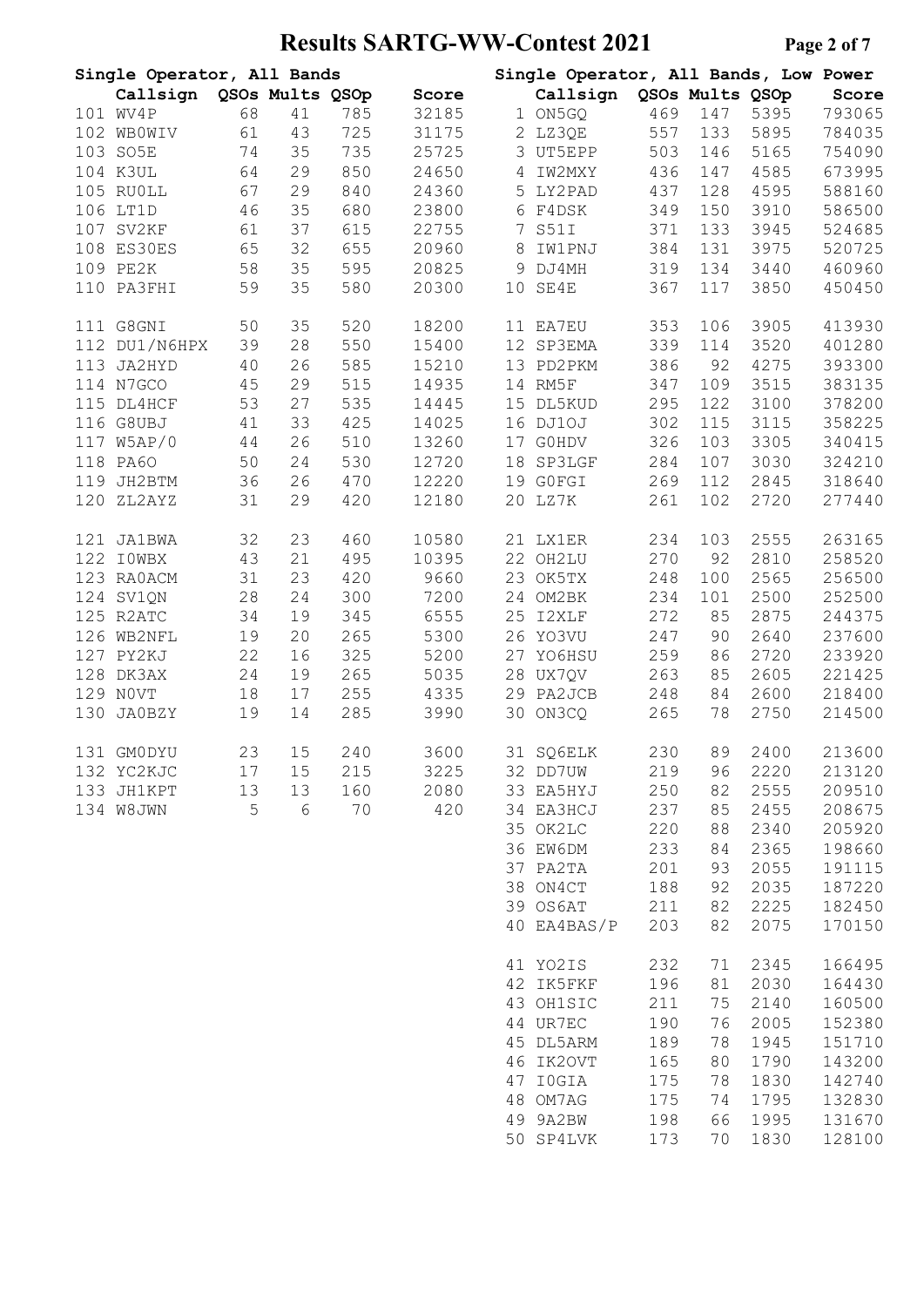# Results SARTG-WW-Contest 2021

## Single Operator, All Bands

| | Callsign | QSOs | Mults | QSOp | Score |
|---|---|---|---|---|---|
| 101 | WV4P | 68 | 41 | 785 | 32185 |
| 102 | WB0WIV | 61 | 43 | 725 | 31175 |
| 103 | SO5E | 74 | 35 | 735 | 25725 |
| 104 | K3UL | 64 | 29 | 850 | 24650 |
| 105 | RU0LL | 67 | 29 | 840 | 24360 |
| 106 | LT1D | 46 | 35 | 680 | 23800 |
| 107 | SV2KF | 61 | 37 | 615 | 22755 |
| 108 | ES30ES | 65 | 32 | 655 | 20960 |
| 109 | PE2K | 58 | 35 | 595 | 20825 |
| 110 | PA3FHI | 59 | 35 | 580 | 20300 |
| 111 | G8GNI | 50 | 35 | 520 | 18200 |
| 112 | DU1/N6HPX | 39 | 28 | 550 | 15400 |
| 113 | JA2HYD | 40 | 26 | 585 | 15210 |
| 114 | N7GCO | 45 | 29 | 515 | 14935 |
| 115 | DL4HCF | 53 | 27 | 535 | 14445 |
| 116 | G8UBJ | 41 | 33 | 425 | 14025 |
| 117 | W5AP/0 | 44 | 26 | 510 | 13260 |
| 118 | PA6O | 50 | 24 | 530 | 12720 |
| 119 | JH2BTM | 36 | 26 | 470 | 12220 |
| 120 | ZL2AYZ | 31 | 29 | 420 | 12180 |
| 121 | JA1BWA | 32 | 23 | 460 | 10580 |
| 122 | I0WBX | 43 | 21 | 495 | 10395 |
| 123 | RA0ACM | 31 | 23 | 420 | 9660 |
| 124 | SV1QN | 28 | 24 | 300 | 7200 |
| 125 | R2ATC | 34 | 19 | 345 | 6555 |
| 126 | WB2NFL | 19 | 20 | 265 | 5300 |
| 127 | PY2KJ | 22 | 16 | 325 | 5200 |
| 128 | DK3AX | 24 | 19 | 265 | 5035 |
| 129 | N0VT | 18 | 17 | 255 | 4335 |
| 130 | JA0BZY | 19 | 14 | 285 | 3990 |
| 131 | GM0DYU | 23 | 15 | 240 | 3600 |
| 132 | YC2KJC | 17 | 15 | 215 | 3225 |
| 133 | JH1KPT | 13 | 13 | 160 | 2080 |
| 134 | W8JWN | 5 | 6 | 70 | 420 |

## Single Operator, All Bands, Low Power

| | Callsign | QSOs | Mults | QSOp | Score |
|---|---|---|---|---|---|
| 1 | ON5GQ | 469 | 147 | 5395 | 793065 |
| 2 | LZ3QE | 557 | 133 | 5895 | 784035 |
| 3 | UT5EPP | 503 | 146 | 5165 | 754090 |
| 4 | IW2MXY | 436 | 147 | 4585 | 673995 |
| 5 | LY2PAD | 437 | 128 | 4595 | 588160 |
| 6 | F4DSK | 349 | 150 | 3910 | 586500 |
| 7 | S51I | 371 | 133 | 3945 | 524685 |
| 8 | IW1PNJ | 384 | 131 | 3975 | 520725 |
| 9 | DJ4MH | 319 | 134 | 3440 | 460960 |
| 10 | SE4E | 367 | 117 | 3850 | 450450 |
| 11 | EA7EU | 353 | 106 | 3905 | 413930 |
| 12 | SP3EMA | 339 | 114 | 3520 | 401280 |
| 13 | PD2PKM | 386 | 92 | 4275 | 393300 |
| 14 | RM5F | 347 | 109 | 3515 | 383135 |
| 15 | DL5KUD | 295 | 122 | 3100 | 378200 |
| 16 | DJ1OJ | 302 | 115 | 3115 | 358225 |
| 17 | G0HDV | 326 | 103 | 3305 | 340415 |
| 18 | SP3LGF | 284 | 107 | 3030 | 324210 |
| 19 | G0FGI | 269 | 112 | 2845 | 318640 |
| 20 | LZ7K | 261 | 102 | 2720 | 277440 |
| 21 | LX1ER | 234 | 103 | 2555 | 263165 |
| 22 | OH2LU | 270 | 92 | 2810 | 258520 |
| 23 | OK5TX | 248 | 100 | 2565 | 256500 |
| 24 | OM2BK | 234 | 101 | 2500 | 252500 |
| 25 | I2XLF | 272 | 85 | 2875 | 244375 |
| 26 | YO3VU | 247 | 90 | 2640 | 237600 |
| 27 | YO6HSU | 259 | 86 | 2720 | 233920 |
| 28 | UX7QV | 263 | 85 | 2605 | 221425 |
| 29 | PA2JCB | 248 | 84 | 2600 | 218400 |
| 30 | ON3CQ | 265 | 78 | 2750 | 214500 |
| 31 | SQ6ELK | 230 | 89 | 2400 | 213600 |
| 32 | DD7UW | 219 | 96 | 2220 | 213120 |
| 33 | EA5HYJ | 250 | 82 | 2555 | 209510 |
| 34 | EA3HCJ | 237 | 85 | 2455 | 208675 |
| 35 | OK2LC | 220 | 88 | 2340 | 205920 |
| 36 | EW6DM | 233 | 84 | 2365 | 198660 |
| 37 | PA2TA | 201 | 93 | 2055 | 191115 |
| 38 | ON4CT | 188 | 92 | 2035 | 187220 |
| 39 | OS6AT | 211 | 82 | 2225 | 182450 |
| 40 | EA4BAS/P | 203 | 82 | 2075 | 170150 |
| 41 | YO2IS | 232 | 71 | 2345 | 166495 |
| 42 | IK5FKF | 196 | 81 | 2030 | 164430 |
| 43 | OH1SIC | 211 | 75 | 2140 | 160500 |
| 44 | UR7EC | 190 | 76 | 2005 | 152380 |
| 45 | DL5ARM | 189 | 78 | 1945 | 151710 |
| 46 | IK2OVT | 165 | 80 | 1790 | 143200 |
| 47 | I0GIA | 175 | 78 | 1830 | 142740 |
| 48 | OM7AG | 175 | 74 | 1795 | 132830 |
| 49 | 9A2BW | 198 | 66 | 1995 | 131670 |
| 50 | SP4LVK | 173 | 70 | 1830 | 128100 |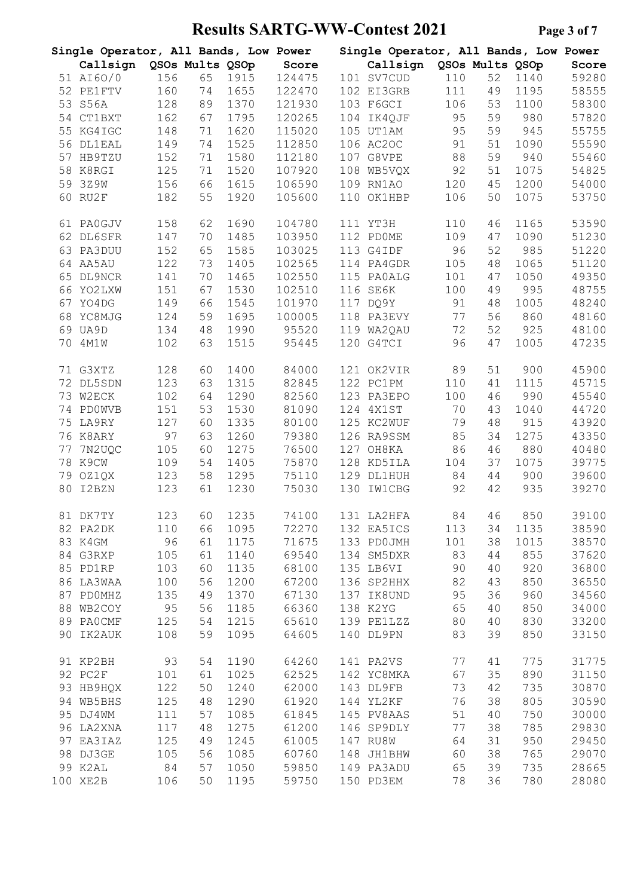# Results SARTG-WW-Contest 2021

## Single Operator, All Bands, Low Power

| # | Callsign | QSOs | Mults | QSOp | Score |
|---|---|---|---|---|---|
| 51 | AI6O/0 | 156 | 65 | 1915 | 124475 |
| 52 | PE1FTV | 160 | 74 | 1655 | 122470 |
| 53 | S56A | 128 | 89 | 1370 | 121930 |
| 54 | CT1BXT | 162 | 67 | 1795 | 120265 |
| 55 | KG4IGC | 148 | 71 | 1620 | 115020 |
| 56 | DL1EAL | 149 | 74 | 1525 | 112850 |
| 57 | HB9TZU | 152 | 71 | 1580 | 112180 |
| 58 | K8RGI | 125 | 71 | 1520 | 107920 |
| 59 | 3Z9W | 156 | 66 | 1615 | 106590 |
| 60 | RU2F | 182 | 55 | 1920 | 105600 |
| 61 | PA0GJV | 158 | 62 | 1690 | 104780 |
| 62 | DL6SFR | 147 | 70 | 1485 | 103950 |
| 63 | PA3DUU | 152 | 65 | 1585 | 103025 |
| 64 | AA5AU | 122 | 73 | 1405 | 102565 |
| 65 | DL9NCR | 141 | 70 | 1465 | 102550 |
| 66 | YO2LXW | 151 | 67 | 1530 | 102510 |
| 67 | YO4DG | 149 | 66 | 1545 | 101970 |
| 68 | YC8MJG | 124 | 59 | 1695 | 100005 |
| 69 | UA9D | 134 | 48 | 1990 | 95520 |
| 70 | 4M1W | 102 | 63 | 1515 | 95445 |
| 71 | G3XTZ | 128 | 60 | 1400 | 84000 |
| 72 | DL5SDN | 123 | 63 | 1315 | 82845 |
| 73 | W2ECK | 102 | 64 | 1290 | 82560 |
| 74 | PD0WVB | 151 | 53 | 1530 | 81090 |
| 75 | LA9RY | 127 | 60 | 1335 | 80100 |
| 76 | K8ARY | 97 | 63 | 1260 | 79380 |
| 77 | 7N2UQC | 105 | 60 | 1275 | 76500 |
| 78 | K9CW | 109 | 54 | 1405 | 75870 |
| 79 | OZ1QX | 123 | 58 | 1295 | 75110 |
| 80 | I2BZN | 123 | 61 | 1230 | 75030 |
| 81 | DK7TY | 123 | 60 | 1235 | 74100 |
| 82 | PA2DK | 110 | 66 | 1095 | 72270 |
| 83 | K4GM | 96 | 61 | 1175 | 71675 |
| 84 | G3RXP | 105 | 61 | 1140 | 69540 |
| 85 | PD1RP | 103 | 60 | 1135 | 68100 |
| 86 | LA3WAA | 100 | 56 | 1200 | 67200 |
| 87 | PD0MHZ | 135 | 49 | 1370 | 67130 |
| 88 | WB2COY | 95 | 56 | 1185 | 66360 |
| 89 | PA0CMF | 125 | 54 | 1215 | 65610 |
| 90 | IK2AUK | 108 | 59 | 1095 | 64605 |
| 91 | KP2BH | 93 | 54 | 1190 | 64260 |
| 92 | PC2F | 101 | 61 | 1025 | 62525 |
| 93 | HB9HQX | 122 | 50 | 1240 | 62000 |
| 94 | WB5BHS | 125 | 48 | 1290 | 61920 |
| 95 | DJ4WM | 111 | 57 | 1085 | 61845 |
| 96 | LA2XNA | 117 | 48 | 1275 | 61200 |
| 97 | EA3IAZ | 125 | 49 | 1245 | 61005 |
| 98 | DJ3GE | 105 | 56 | 1085 | 60760 |
| 99 | K2AL | 84 | 57 | 1050 | 59850 |
| 100 | XE2B | 106 | 50 | 1195 | 59750 |
| 101 | SV7CUD | 110 | 52 | 1140 | 59280 |
| 102 | EI3GRB | 111 | 49 | 1195 | 58555 |
| 103 | F6GCI | 106 | 53 | 1100 | 58300 |
| 104 | IK4QJF | 95 | 59 | 980 | 57820 |
| 105 | UT1AM | 95 | 59 | 945 | 55755 |
| 106 | AC2OC | 91 | 51 | 1090 | 55590 |
| 107 | G8VPE | 88 | 59 | 940 | 55460 |
| 108 | WB5VQX | 92 | 51 | 1075 | 54825 |
| 109 | RN1AO | 120 | 45 | 1200 | 54000 |
| 110 | OK1HBP | 106 | 50 | 1075 | 53750 |
| 111 | YT3H | 110 | 46 | 1165 | 53590 |
| 112 | PD0ME | 109 | 47 | 1090 | 51230 |
| 113 | G4IDF | 96 | 52 | 985 | 51220 |
| 114 | PA4GDR | 105 | 48 | 1065 | 51120 |
| 115 | PA0ALG | 101 | 47 | 1050 | 49350 |
| 116 | SE6K | 100 | 49 | 995 | 48755 |
| 117 | DQ9Y | 91 | 48 | 1005 | 48240 |
| 118 | PA3EVY | 77 | 56 | 860 | 48160 |
| 119 | WA2QAU | 72 | 52 | 925 | 48100 |
| 120 | G4TCI | 96 | 47 | 1005 | 47235 |
| 121 | OK2VIR | 89 | 51 | 900 | 45900 |
| 122 | PC1PM | 110 | 41 | 1115 | 45715 |
| 123 | PA3EPO | 100 | 46 | 990 | 45540 |
| 124 | 4X1ST | 70 | 43 | 1040 | 44720 |
| 125 | KC2WUF | 79 | 48 | 915 | 43920 |
| 126 | RA9SSM | 85 | 34 | 1275 | 43350 |
| 127 | OH8KA | 86 | 46 | 880 | 40480 |
| 128 | KD5ILA | 104 | 37 | 1075 | 39775 |
| 129 | DL1HUH | 84 | 44 | 900 | 39600 |
| 130 | IW1CBG | 92 | 42 | 935 | 39270 |
| 131 | LA2HFA | 84 | 46 | 850 | 39100 |
| 132 | EA5ICS | 113 | 34 | 1135 | 38590 |
| 133 | PD0JMH | 101 | 38 | 1015 | 38570 |
| 134 | SM5DXR | 83 | 44 | 855 | 37620 |
| 135 | LB6VI | 90 | 40 | 920 | 36800 |
| 136 | SP2HHX | 82 | 43 | 850 | 36550 |
| 137 | IK8UND | 95 | 36 | 960 | 34560 |
| 138 | K2YG | 65 | 40 | 850 | 34000 |
| 139 | PE1LZZ | 80 | 40 | 830 | 33200 |
| 140 | DL9PN | 83 | 39 | 850 | 33150 |
| 141 | PA2VS | 77 | 41 | 775 | 31775 |
| 142 | YC8MKA | 67 | 35 | 890 | 31150 |
| 143 | DL9FB | 73 | 42 | 735 | 30870 |
| 144 | YL2KF | 76 | 38 | 805 | 30590 |
| 145 | PV8AAS | 51 | 40 | 750 | 30000 |
| 146 | SP9DLY | 77 | 38 | 785 | 29830 |
| 147 | RU8W | 64 | 31 | 950 | 29450 |
| 148 | JH1BHW | 60 | 38 | 765 | 29070 |
| 149 | PA3ADU | 65 | 39 | 735 | 28665 |
| 150 | PD3EM | 78 | 36 | 780 | 28080 |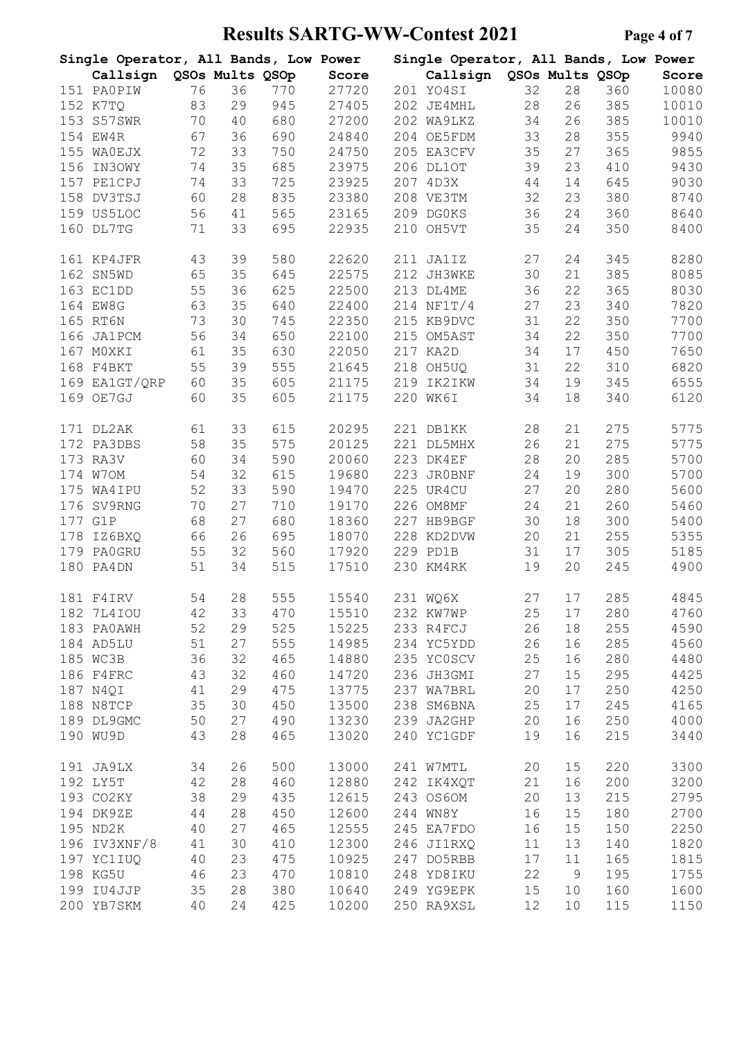# Results SARTG-WW-Contest 2021

## Single Operator, All Bands, Low Power

| | Callsign | QSOs | Mults | QSOp | Score |
|---|---|---|---|---|---|
| 151 | PA0PIW | 76 | 36 | 770 | 27720 |
| 152 | K7TQ | 83 | 29 | 945 | 27405 |
| 153 | S57SWR | 70 | 40 | 680 | 27200 |
| 154 | EW4R | 67 | 36 | 690 | 24840 |
| 155 | WA0EJX | 72 | 33 | 750 | 24750 |
| 156 | IN3OWY | 74 | 35 | 685 | 23975 |
| 157 | PE1CPJ | 74 | 33 | 725 | 23925 |
| 158 | DV3TSJ | 60 | 28 | 835 | 23380 |
| 159 | US5LOC | 56 | 41 | 565 | 23165 |
| 160 | DL7TG | 71 | 33 | 695 | 22935 |
| 161 | KP4JFR | 43 | 39 | 580 | 22620 |
| 162 | SN5WD | 65 | 35 | 645 | 22575 |
| 163 | EC1DD | 55 | 36 | 625 | 22500 |
| 164 | EW8G | 63 | 35 | 640 | 22400 |
| 165 | RT6N | 73 | 30 | 745 | 22350 |
| 166 | JA1PCM | 56 | 34 | 650 | 22100 |
| 167 | M0XKI | 61 | 35 | 630 | 22050 |
| 168 | F4BKT | 55 | 39 | 555 | 21645 |
| 169 | EA1GT/QRP | 60 | 35 | 605 | 21175 |
| 169 | OE7GJ | 60 | 35 | 605 | 21175 |
| 171 | DL2AK | 61 | 33 | 615 | 20295 |
| 172 | PA3DBS | 58 | 35 | 575 | 20125 |
| 173 | RA3V | 60 | 34 | 590 | 20060 |
| 174 | W7OM | 54 | 32 | 615 | 19680 |
| 175 | WA4IPU | 52 | 33 | 590 | 19470 |
| 176 | SV9RNG | 70 | 27 | 710 | 19170 |
| 177 | G1P | 68 | 27 | 680 | 18360 |
| 178 | IZ6BXQ | 66 | 26 | 695 | 18070 |
| 179 | PA0GRU | 55 | 32 | 560 | 17920 |
| 180 | PA4DN | 51 | 34 | 515 | 17510 |
| 181 | F4IRV | 54 | 28 | 555 | 15540 |
| 182 | 7L4IOU | 42 | 33 | 470 | 15510 |
| 183 | PA0AWH | 52 | 29 | 525 | 15225 |
| 184 | AD5LU | 51 | 27 | 555 | 14985 |
| 185 | WC3B | 36 | 32 | 465 | 14880 |
| 186 | F4FRC | 43 | 32 | 460 | 14720 |
| 187 | N4QI | 41 | 29 | 475 | 13775 |
| 188 | N8TCP | 35 | 30 | 450 | 13500 |
| 189 | DL9GMC | 50 | 27 | 490 | 13230 |
| 190 | WU9D | 43 | 28 | 465 | 13020 |
| 191 | JA9LX | 34 | 26 | 500 | 13000 |
| 192 | LY5T | 42 | 28 | 460 | 12880 |
| 193 | CO2KY | 38 | 29 | 435 | 12615 |
| 194 | DK9ZE | 44 | 28 | 450 | 12600 |
| 195 | ND2K | 40 | 27 | 465 | 12555 |
| 196 | IV3XNF/8 | 41 | 30 | 410 | 12300 |
| 197 | YC1IUQ | 40 | 23 | 475 | 10925 |
| 198 | KG5U | 46 | 23 | 470 | 10810 |
| 199 | IU4JJP | 35 | 28 | 380 | 10640 |
| 200 | YB7SKM | 40 | 24 | 425 | 10200 |

## Single Operator, All Bands, Low Power

| | Callsign | QSOs | Mults | QSOp | Score |
|---|---|---|---|---|---|
| 201 | YO4SI | 32 | 28 | 360 | 10080 |
| 202 | JE4MHL | 28 | 26 | 385 | 10010 |
| 202 | WA9LKZ | 34 | 26 | 385 | 10010 |
| 204 | OE5FDM | 33 | 28 | 355 | 9940 |
| 205 | EA3CFV | 35 | 27 | 365 | 9855 |
| 206 | DL1OT | 39 | 23 | 410 | 9430 |
| 207 | 4D3X | 44 | 14 | 645 | 9030 |
| 208 | VE3TM | 32 | 23 | 380 | 8740 |
| 209 | DG0KS | 36 | 24 | 360 | 8640 |
| 210 | OH5VT | 35 | 24 | 350 | 8400 |
| 211 | JA1IZ | 27 | 24 | 345 | 8280 |
| 212 | JH3WKE | 30 | 21 | 385 | 8085 |
| 213 | DL4ME | 36 | 22 | 365 | 8030 |
| 214 | NF1T/4 | 27 | 23 | 340 | 7820 |
| 215 | KB9DVC | 31 | 22 | 350 | 7700 |
| 215 | OM5AST | 34 | 22 | 350 | 7700 |
| 217 | KA2D | 34 | 17 | 450 | 7650 |
| 218 | OH5UQ | 31 | 22 | 310 | 6820 |
| 219 | IK2IKW | 34 | 19 | 345 | 6555 |
| 220 | WK6I | 34 | 18 | 340 | 6120 |
| 221 | DB1KK | 28 | 21 | 275 | 5775 |
| 221 | DL5MHX | 26 | 21 | 275 | 5775 |
| 223 | DK4EF | 28 | 20 | 285 | 5700 |
| 223 | JR0BNF | 24 | 19 | 300 | 5700 |
| 225 | UR4CU | 27 | 20 | 280 | 5600 |
| 226 | OM8MF | 24 | 21 | 260 | 5460 |
| 227 | HB9BGF | 30 | 18 | 300 | 5400 |
| 228 | KD2DVW | 20 | 21 | 255 | 5355 |
| 229 | PD1B | 31 | 17 | 305 | 5185 |
| 230 | KM4RK | 19 | 20 | 245 | 4900 |
| 231 | WQ6X | 27 | 17 | 285 | 4845 |
| 232 | KW7WP | 25 | 17 | 280 | 4760 |
| 233 | R4FCJ | 26 | 18 | 255 | 4590 |
| 234 | YC5YDD | 26 | 16 | 285 | 4560 |
| 235 | YC0SCV | 25 | 16 | 280 | 4480 |
| 236 | JH3GMI | 27 | 15 | 295 | 4425 |
| 237 | WA7BRL | 20 | 17 | 250 | 4250 |
| 238 | SM6BNA | 25 | 17 | 245 | 4165 |
| 239 | JA2GHP | 20 | 16 | 250 | 4000 |
| 240 | YC1GDF | 19 | 16 | 215 | 3440 |
| 241 | W7MTL | 20 | 15 | 220 | 3300 |
| 242 | IK4XQT | 21 | 16 | 200 | 3200 |
| 243 | OS6OM | 20 | 13 | 215 | 2795 |
| 244 | WN8Y | 16 | 15 | 180 | 2700 |
| 245 | EA7FDO | 16 | 15 | 150 | 2250 |
| 246 | JI1RXQ | 11 | 13 | 140 | 1820 |
| 247 | DO5RBB | 17 | 11 | 165 | 1815 |
| 248 | YD8IKU | 22 | 9 | 195 | 1755 |
| 249 | YG9EPK | 15 | 10 | 160 | 1600 |
| 250 | RA9XSL | 12 | 10 | 115 | 1150 |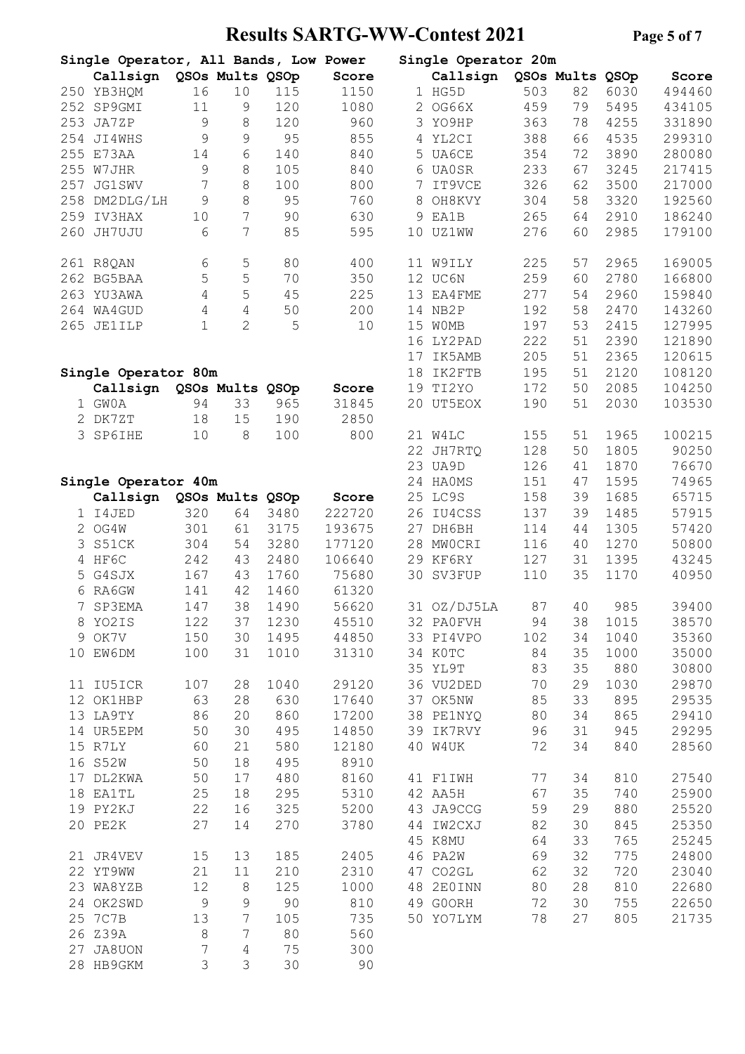# Results SARTG-WW-Contest 2021

## Single Operator, All Bands, Low Power

| | Callsign | QSOs | Mults | QSOp | Score |
|---|---|---|---|---|---|
| 250 | YB3HQM | 16 | 10 | 115 | 1150 |
| 252 | SP9GMI | 11 | 9 | 120 | 1080 |
| 253 | JA7ZP | 9 | 8 | 120 | 960 |
| 254 | JI4WHS | 9 | 9 | 95 | 855 |
| 255 | E73AA | 14 | 6 | 140 | 840 |
| 255 | W7JHR | 9 | 8 | 105 | 840 |
| 257 | JG1SWV | 7 | 8 | 100 | 800 |
| 258 | DM2DLG/LH | 9 | 8 | 95 | 760 |
| 259 | IV3HAX | 10 | 7 | 90 | 630 |
| 260 | JH7UJU | 6 | 7 | 85 | 595 |
| 261 | R8QAN | 6 | 5 | 80 | 400 |
| 262 | BG5BAA | 5 | 5 | 70 | 350 |
| 263 | YU3AWA | 4 | 5 | 45 | 225 |
| 264 | WA4GUD | 4 | 4 | 50 | 200 |
| 265 | JE1ILP | 1 | 2 | 5 | 10 |

## Single Operator 80m

| | Callsign | QSOs | Mults | QSOp | Score |
|---|---|---|---|---|---|
| 1 | GW0A | 94 | 33 | 965 | 31845 |
| 2 | DK7ZT | 18 | 15 | 190 | 2850 |
| 3 | SP6IHE | 10 | 8 | 100 | 800 |

## Single Operator 40m

| | Callsign | QSOs | Mults | QSOp | Score |
|---|---|---|---|---|---|
| 1 | I4JED | 320 | 64 | 3480 | 222720 |
| 2 | OG4W | 301 | 61 | 3175 | 193675 |
| 3 | S51CK | 304 | 54 | 3280 | 177120 |
| 4 | HF6C | 242 | 43 | 2480 | 106640 |
| 5 | G4SJX | 167 | 43 | 1760 | 75680 |
| 6 | RA6GW | 141 | 42 | 1460 | 61320 |
| 7 | SP3EMA | 147 | 38 | 1490 | 56620 |
| 8 | YO2IS | 122 | 37 | 1230 | 45510 |
| 9 | OK7V | 150 | 30 | 1495 | 44850 |
| 10 | EW6DM | 100 | 31 | 1010 | 31310 |
| 11 | IU5ICR | 107 | 28 | 1040 | 29120 |
| 12 | OK1HBP | 63 | 28 | 630 | 17640 |
| 13 | LA9TY | 86 | 20 | 860 | 17200 |
| 14 | UR5EPM | 50 | 30 | 495 | 14850 |
| 15 | R7LY | 60 | 21 | 580 | 12180 |
| 16 | S52W | 50 | 18 | 495 | 8910 |
| 17 | DL2KWA | 50 | 17 | 480 | 8160 |
| 18 | EA1TL | 25 | 18 | 295 | 5310 |
| 19 | PY2KJ | 22 | 16 | 325 | 5200 |
| 20 | PE2K | 27 | 14 | 270 | 3780 |
| 21 | JR4VEV | 15 | 13 | 185 | 2405 |
| 22 | YT9WW | 21 | 11 | 210 | 2310 |
| 23 | WA8YZB | 12 | 8 | 125 | 1000 |
| 24 | OK2SWD | 9 | 9 | 90 | 810 |
| 25 | 7C7B | 13 | 7 | 105 | 735 |
| 26 | Z39A | 8 | 7 | 80 | 560 |
| 27 | JA8UON | 7 | 4 | 75 | 300 |
| 28 | HB9GKM | 3 | 3 | 30 | 90 |

## Single Operator 20m

| | Callsign | QSOs | Mults | QSOp | Score |
|---|---|---|---|---|---|
| 1 | HG5D | 503 | 82 | 6030 | 494460 |
| 2 | OG66X | 459 | 79 | 5495 | 434105 |
| 3 | YO9HP | 363 | 78 | 4255 | 331890 |
| 4 | YL2CI | 388 | 66 | 4535 | 299310 |
| 5 | UA6CE | 354 | 72 | 3890 | 280080 |
| 6 | UA0SR | 233 | 67 | 3245 | 217415 |
| 7 | IT9VCE | 326 | 62 | 3500 | 217000 |
| 8 | OH8KVY | 304 | 58 | 3320 | 192560 |
| 9 | EA1B | 265 | 64 | 2910 | 186240 |
| 10 | UZ1WW | 276 | 60 | 2985 | 179100 |
| 11 | W9ILY | 225 | 57 | 2965 | 169005 |
| 12 | UC6N | 259 | 60 | 2780 | 166800 |
| 13 | EA4FME | 277 | 54 | 2960 | 159840 |
| 14 | NB2P | 192 | 58 | 2470 | 143260 |
| 15 | W0MB | 197 | 53 | 2415 | 127995 |
| 16 | LY2PAD | 222 | 51 | 2390 | 121890 |
| 17 | IK5AMB | 205 | 51 | 2365 | 120615 |
| 18 | IK2FTB | 195 | 51 | 2120 | 108120 |
| 19 | TI2YO | 172 | 50 | 2085 | 104250 |
| 20 | UT5EOX | 190 | 51 | 2030 | 103530 |
| 21 | W4LC | 155 | 51 | 1965 | 100215 |
| 22 | JH7RTQ | 128 | 50 | 1805 | 90250 |
| 23 | UA9D | 126 | 41 | 1870 | 76670 |
| 24 | HA0MS | 151 | 47 | 1595 | 74965 |
| 25 | LC9S | 158 | 39 | 1685 | 65715 |
| 26 | IU4CSS | 137 | 39 | 1485 | 57915 |
| 27 | DH6BH | 114 | 44 | 1305 | 57420 |
| 28 | MW0CRI | 116 | 40 | 1270 | 50800 |
| 29 | KF6RY | 127 | 31 | 1395 | 43245 |
| 30 | SV3FUP | 110 | 35 | 1170 | 40950 |
| 31 | OZ/DJ5LA | 87 | 40 | 985 | 39400 |
| 32 | PA0FVH | 94 | 38 | 1015 | 38570 |
| 33 | PI4VPO | 102 | 34 | 1040 | 35360 |
| 34 | K0TC | 84 | 35 | 1000 | 35000 |
| 35 | YL9T | 83 | 35 | 880 | 30800 |
| 36 | VU2DED | 70 | 29 | 1030 | 29870 |
| 37 | OK5NW | 85 | 33 | 895 | 29535 |
| 38 | PE1NYQ | 80 | 34 | 865 | 29410 |
| 39 | IK7RVY | 96 | 31 | 945 | 29295 |
| 40 | W4UK | 72 | 34 | 840 | 28560 |
| 41 | F1IWH | 77 | 34 | 810 | 27540 |
| 42 | AA5H | 67 | 35 | 740 | 25900 |
| 43 | JA9CCG | 59 | 29 | 880 | 25520 |
| 44 | IW2CXJ | 82 | 30 | 845 | 25350 |
| 45 | K8MU | 64 | 33 | 765 | 25245 |
| 46 | PA2W | 69 | 32 | 775 | 24800 |
| 47 | CO2GL | 62 | 32 | 720 | 23040 |
| 48 | 2E0INN | 80 | 28 | 810 | 22680 |
| 49 | G0ORH | 72 | 30 | 755 | 22650 |
| 50 | YO7LYM | 78 | 27 | 805 | 21735 |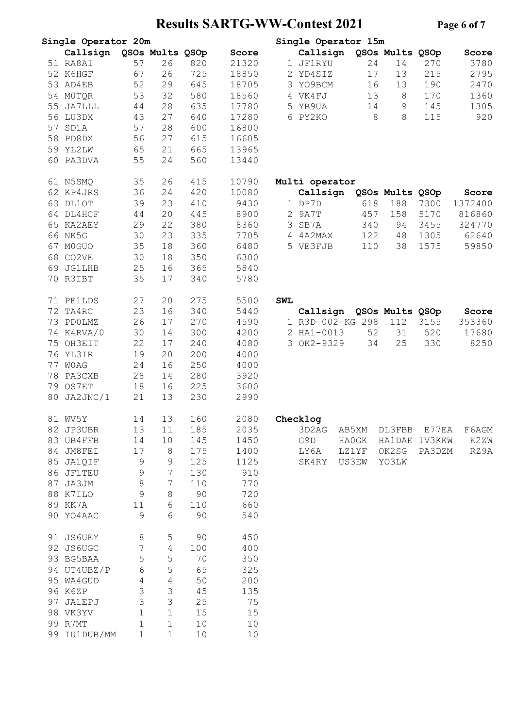# Results SARTG-WW-Contest 2021

## Single Operator 20m

| | Callsign | QSOs | Mults | QSOp | Score |
|---|---|---|---|---|---|
| 51 | RA8AI | 57 | 26 | 820 | 21320 |
| 52 | K6HGF | 67 | 26 | 725 | 18850 |
| 53 | AD4EB | 52 | 29 | 645 | 18705 |
| 54 | M0TQR | 53 | 32 | 580 | 18560 |
| 55 | JA7LLL | 44 | 28 | 635 | 17780 |
| 56 | LU3DX | 43 | 27 | 640 | 17280 |
| 57 | SD1A | 57 | 28 | 600 | 16800 |
| 58 | PD8DX | 56 | 27 | 615 | 16605 |
| 59 | YL2LW | 65 | 21 | 665 | 13965 |
| 60 | PA3DVA | 55 | 24 | 560 | 13440 |
| 61 | N5SMQ | 35 | 26 | 415 | 10790 |
| 62 | KP4JRS | 36 | 24 | 420 | 10080 |
| 63 | DL1OT | 39 | 23 | 410 | 9430 |
| 64 | DL4HCF | 44 | 20 | 445 | 8900 |
| 65 | KA2AEY | 29 | 22 | 380 | 8360 |
| 66 | NK5G | 30 | 23 | 335 | 7705 |
| 67 | M0GUO | 35 | 18 | 360 | 6480 |
| 68 | CO2VE | 30 | 18 | 350 | 6300 |
| 69 | JG1LHB | 25 | 16 | 365 | 5840 |
| 70 | R3IBT | 35 | 17 | 340 | 5780 |
| 71 | PE1LDS | 27 | 20 | 275 | 5500 |
| 72 | TA4RC | 23 | 16 | 340 | 5440 |
| 73 | PD0LMZ | 26 | 17 | 270 | 4590 |
| 74 | K4RVA/0 | 30 | 14 | 300 | 4200 |
| 75 | OH3EIT | 22 | 17 | 240 | 4080 |
| 76 | YL3IR | 19 | 20 | 200 | 4000 |
| 77 | W0AG | 24 | 16 | 250 | 4000 |
| 78 | PA3CXB | 28 | 14 | 280 | 3920 |
| 79 | OS7ET | 18 | 16 | 225 | 3600 |
| 80 | JA2JNC/1 | 21 | 13 | 230 | 2990 |
| 81 | WV5Y | 14 | 13 | 160 | 2080 |
| 82 | JP3UBR | 13 | 11 | 185 | 2035 |
| 83 | UB4FFB | 14 | 10 | 145 | 1450 |
| 84 | JM8FEI | 17 | 8 | 175 | 1400 |
| 85 | JA1QIF | 9 | 9 | 125 | 1125 |
| 86 | JF1TEU | 9 | 7 | 130 | 910 |
| 87 | JA3JM | 8 | 7 | 110 | 770 |
| 88 | K7ILO | 9 | 8 | 90 | 720 |
| 89 | KK7A | 11 | 6 | 110 | 660 |
| 90 | YO4AAC | 9 | 6 | 90 | 540 |
| 91 | JS6UEY | 8 | 5 | 90 | 450 |
| 92 | JS6UGC | 7 | 4 | 100 | 400 |
| 93 | BG5BAA | 5 | 5 | 70 | 350 |
| 94 | UT4UBZ/P | 6 | 5 | 65 | 325 |
| 95 | WA4GUD | 4 | 4 | 50 | 200 |
| 96 | K6ZP | 3 | 3 | 45 | 135 |
| 97 | JA1EPJ | 3 | 3 | 25 | 75 |
| 98 | VK3YV | 1 | 1 | 15 | 15 |
| 99 | R7MT | 1 | 1 | 10 | 10 |
| 99 | IU1DUB/MM | 1 | 1 | 10 | 10 |

## Single Operator 15m

| | Callsign | QSOs | Mults | QSOp | Score |
|---|---|---|---|---|---|
| 1 | JF1RYU | 24 | 14 | 270 | 3780 |
| 2 | YD4SIZ | 17 | 13 | 215 | 2795 |
| 3 | YO9BCM | 16 | 13 | 190 | 2470 |
| 4 | VK4FJ | 13 | 8 | 170 | 1360 |
| 5 | YB9UA | 14 | 9 | 145 | 1305 |
| 6 | PY2KO | 8 | 8 | 115 | 920 |

## Multi operator

| | Callsign | QSOs | Mults | QSOp | Score |
|---|---|---|---|---|---|
| 1 | DP7D | 618 | 188 | 7300 | 1372400 |
| 2 | 9A7T | 457 | 158 | 5170 | 816860 |
| 3 | SB7A | 340 | 94 | 3455 | 324770 |
| 4 | 4A2MAX | 122 | 48 | 1305 | 62640 |
| 5 | VE3FJB | 110 | 38 | 1575 | 59850 |

## SWL

| | Callsign | QSOs | Mults | QSOp | Score |
|---|---|---|---|---|---|
| 1 | R3D-002-KG | 298 | 112 | 3155 | 353360 |
| 2 | HA1-0013 | 52 | 31 | 520 | 17680 |
| 3 | OK2-9329 | 34 | 25 | 330 | 8250 |

## Checklog

| | | | | |
|---|---|---|---|---|
| 3D2AG | AB5XM | DL3FBB | E77EA | F6AGM |
| G9D | HA0GK | HA1DAE | IV3KKW | K2ZW |
| LY6A | LZ1YF | OK2SG | PA3DZM | RZ9A |
| SK4RY | US3EW | YO3LW | | |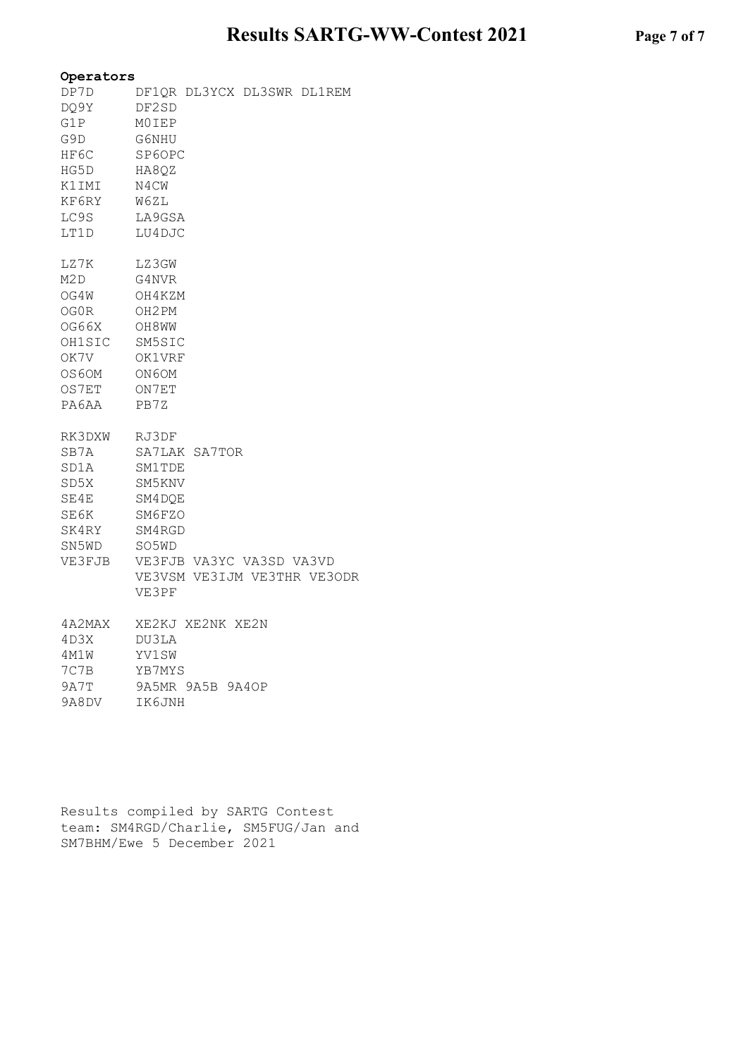**Operators**

| | |
|---|---|
| DP7D | DF1QR DL3YCX DL3SWR DL1REM |
| DQ9Y | DF2SD |
| G1P | M0IEP |
| G9D | G6NHU |
| HF6C | SP6OPC |
| HG5D | HA8QZ |
| K1IMI | N4CW |
| KF6RY | W6ZL |
| LC9S | LA9GSA |
| LT1D | LU4DJC |
| LZ7K | LZ3GW |
| M2D | G4NVR |
| OG4W | OH4KZM |
| OG0R | OH2PM |
| OG66X | OH8WW |
| OH1SIC | SM5SIC |
| OK7V | OK1VRF |
| OS6OM | ON6OM |
| OS7ET | ON7ET |
| PA6AA | PB7Z |
| RK3DXW | RJ3DF |
| SB7A | SA7LAK SA7TOR |
| SD1A | SM1TDE |
| SD5X | SM5KNV |
| SE4E | SM4DQE |
| SE6K | SM6FZO |
| SK4RY | SM4RGD |
| SN5WD | SO5WD |
| VE3FJB | VE3FJB VA3YC VA3SD VA3VD VE3VSM VE3IJM VE3THR VE3ODR VE3PF |
| 4A2MAX | XE2KJ XE2NK XE2N |
| 4D3X | DU3LA |
| 4M1W | YV1SW |
| 7C7B | YB7MYS |
| 9A7T | 9A5MR 9A5B 9A4OP |
| 9A8DV | IK6JNH |

Results compiled by SARTG Contest team: SM4RGD/Charlie, SM5FUG/Jan and SM7BHM/Ewe 5 December 2021